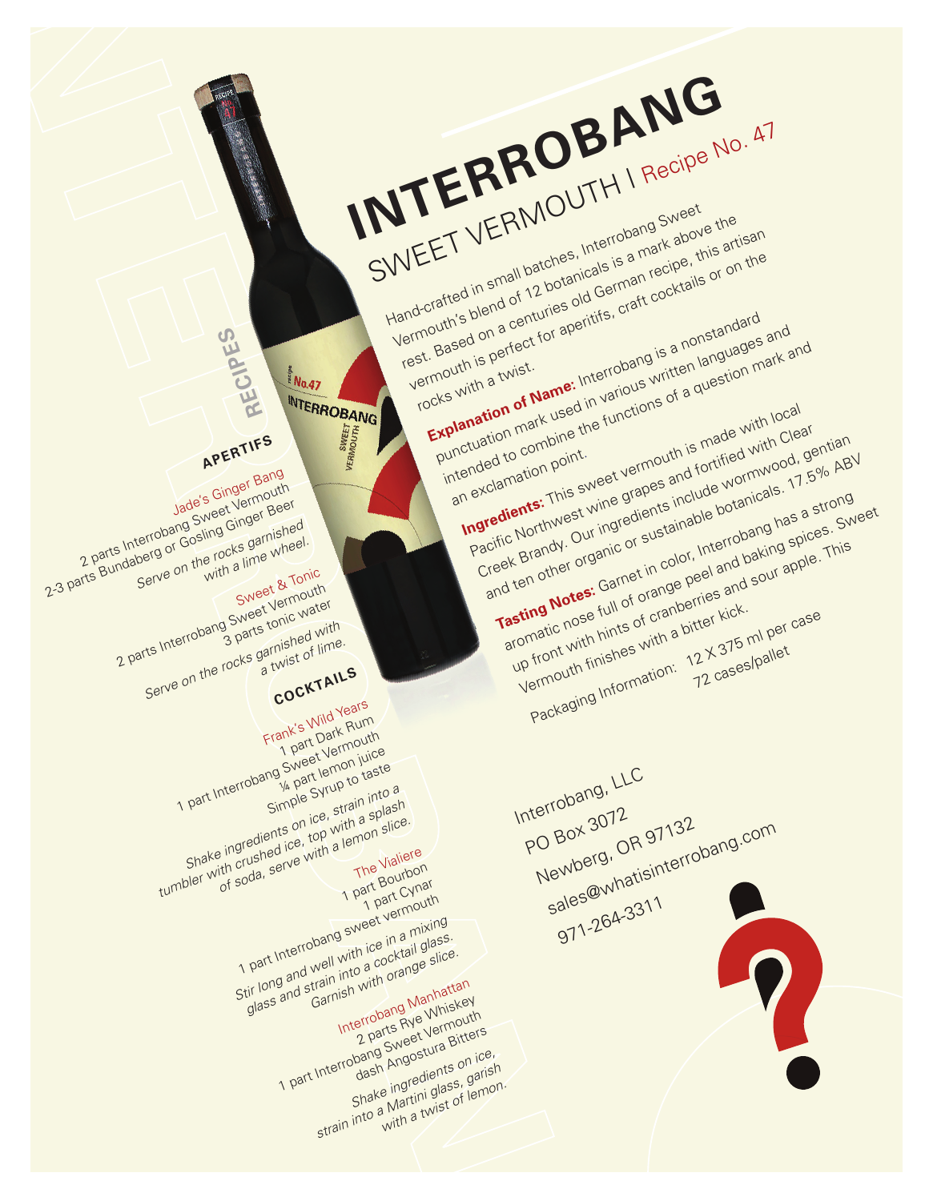# INTERROBANG

## SWEET VERMOUTH | Recipe No. 47

Hand-crafted in small batches, Interrobang Sweet Vermouth's blend of 12 botanicals is a mark above the rest. Based on a centuries old German recipe, this artisan vermouth is perfect for aperitifs, craft cocktails or on the rocks with a twist.

**Explanation of Name:** Interrobang is a nonstandard punctuation mark used in various written languages and intended to combine the functions of a question mark and an exclamation point.

**Ingredients:** This sweet vermouth is made with local Pacific Northwest wine grapes and fortified with Clear Creek Brandy. Our ingredients include wormwood, gentian and ten other organic or sustainable botanicals. 17.5% ABV

**Tasting Notes:** Garnet in color, Interrobang has a strong aromatic nose full of orange peel and baking spices. Sweet up front with hints of cranberries and sour apple. This Vermouth finishes with a bitter kick.

Packaging Information: 12 X 375 ml per case
72 cases/pallet

Interrobang, LLC
PO Box 3072
Newberg, OR 97132
sales@whatisinterrobang.com
971-264-3311

## RECIPES

### APERTIFS

**Jade's Ginger Bang**
2 parts Interrobang Sweet Vermouth
2-3 parts Bundaberg or Gosling Ginger Beer
*Serve on the rocks garnished with a lime wheel.*

**Sweet & Tonic**
2 parts Interrobang Sweet Vermouth
3 parts tonic water
*Serve on the rocks garnished with a twist of lime.*

### COCKTAILS

**Frank's Wild Years**
1 part Dark Rum
1 part Interrobang Sweet Vermouth
¼ part lemon juice
Simple Syrup to taste
*Shake ingredients on ice, strain into a tumbler with crushed ice, top with a splash of soda, serve with a lemon slice.*

**The Vialiere**
1 part Bourbon
1 part Cynar
1 part Interrobang sweet vermouth
*Stir long and well with ice in a mixing glass and strain into a cocktail glass. Garnish with orange slice.*

**Interrobang Manhattan**
2 parts Rye Whiskey
1 part Interrobang Sweet Vermouth
dash Angostura Bitters
*Shake ingredients on ice, strain into a Martini glass, garish with a twist of lemon.*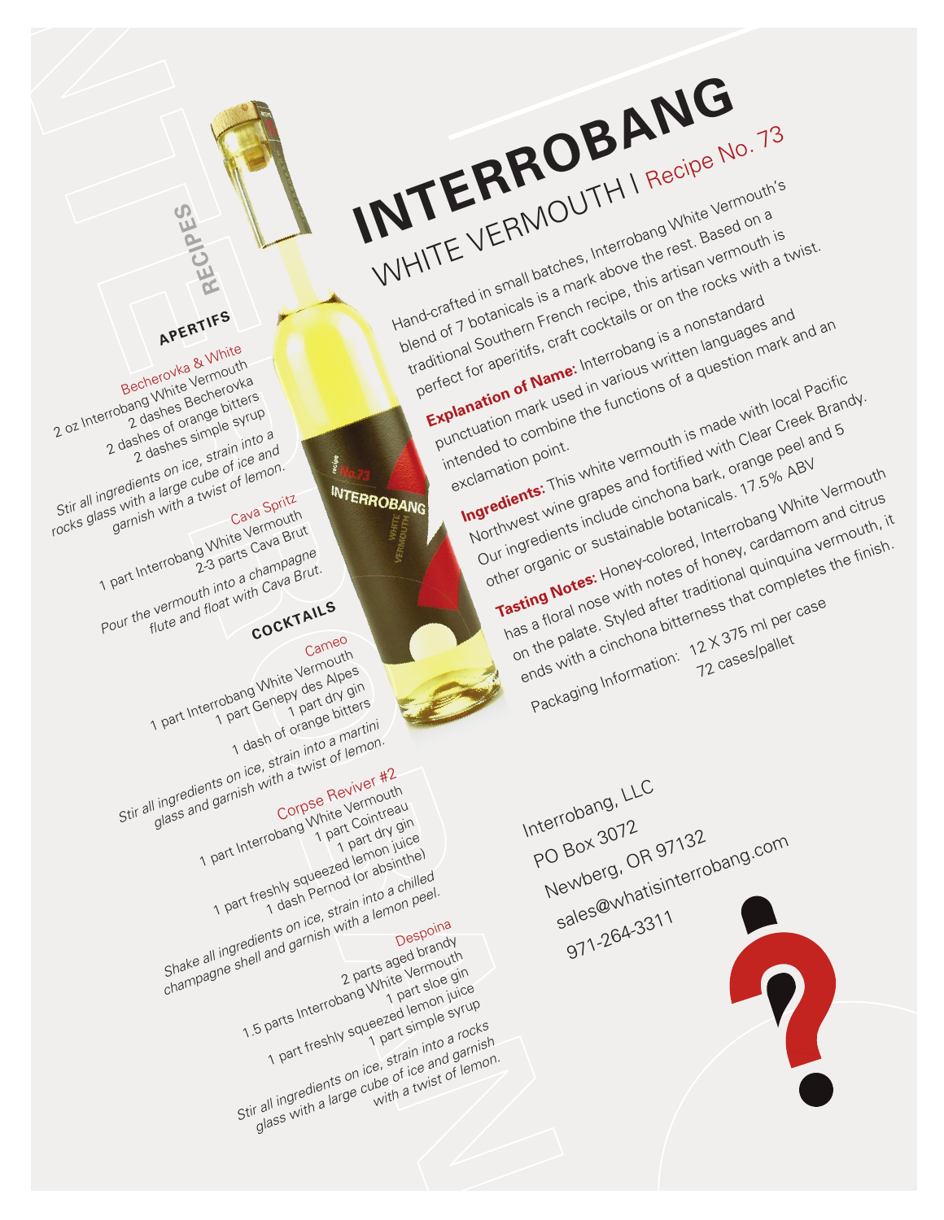# INTERROBANG

## WHITE VERMOUTH | Recipe No. 73

Hand-crafted in small batches, Interrobang White Vermouth's blend of 7 botanicals is a mark above the rest. Based on a traditional Southern French recipe, this artisan vermouth is perfect for aperitifs, craft cocktails or on the rocks with a twist.

**Explanation of Name:** Interrobang is a nonstandard punctuation mark used in various written languages and intended to combine the functions of a question mark and an exclamation point.

**Ingredients:** This white vermouth is made with local Pacific Northwest wine grapes and fortified with Clear Creek Brandy. Our ingredients include cinchona bark, orange peel and 5 other organic or sustainable botanicals. 17.5% ABV

**Tasting Notes:** Honey-colored, Interrobang White Vermouth has a floral nose with notes of honey, cardamom and citrus on the palate. Styled after traditional quinquina vermouth, it ends with a cinchona bitterness that completes the finish.

Packaging Information: 12 X 375 ml per case
72 cases/pallet

Interrobang, LLC
PO Box 3072
Newberg, OR 97132
sales@whatisinterrobang.com
971-264-3311

## RECIPES

### APERTIFS

**Becherovka & White**
2 oz Interrobang White Vermouth
2 dashes Becherovka
2 dashes of orange bitters
2 dashes simple syrup
*Stir all ingredients on ice, strain into a rocks glass with a large cube of ice and garnish with a twist of lemon.*

**Cava Spritz**
1 part Interrobang White Vermouth
2-3 parts Cava Brut
*Pour the vermouth into a champagne flute and float with Cava Brut.*

### COCKTAILS

**Cameo**
1 part Interrobang White Vermouth
1 part Genepy des Alpes
1 part dry gin
1 dash of orange bitters
*Stir all ingredients on ice, strain into a martini glass and garnish with a twist of lemon.*

**Corpse Reviver #2**
1 part Interrobang White Vermouth
1 part Cointreau
1 part dry gin
1 part freshly squeezed lemon juice
1 dash Pernod (or absinthe)
*Shake all ingredients on ice, strain into a chilled champagne shell and garnish with a lemon peel.*

**Despoina**
2 parts aged brandy
1.5 parts Interrobang White Vermouth
1 part sloe gin
1 part freshly squeezed lemon juice
1 part simple syrup
*Stir all ingredients on ice, strain into a rocks glass with a large cube of ice and garnish with a twist of lemon.*